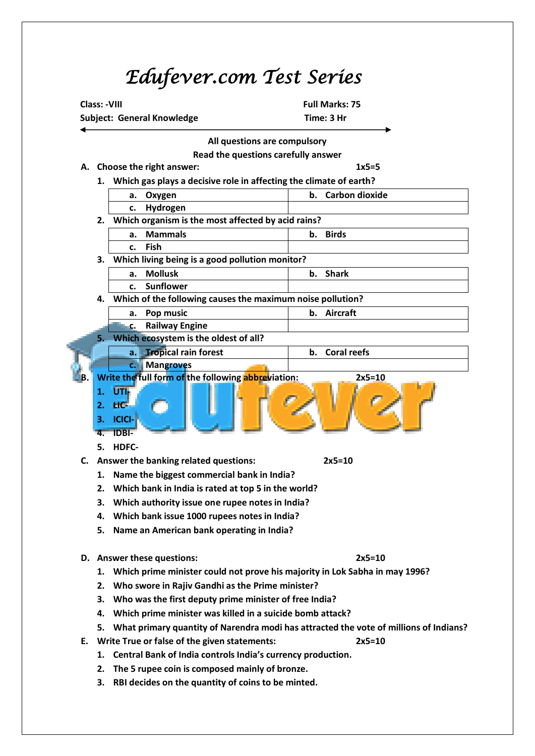# *Edufever.com Test Series*

**Class: -VIII** | **Full Marks: 75**
**Subject: General Knowledge** | **Time: 3 Hr**

**All questions are compulsory**

**Read the questions carefully answer**

**A. Choose the right answer: 1x5=5**

1. **Which gas plays a decisive role in affecting the climate of earth?**

| a. Oxygen | b. Carbon dioxide |
|---|---|
| c. Hydrogen | |

2. **Which organism is the most affected by acid rains?**

| a. Mammals | b. Birds |
|---|---|
| c. Fish | |

3. **Which living being is a good pollution monitor?**

| a. Mollusk | b. Shark |
|---|---|
| c. Sunflower | |

4. **Which of the following causes the maximum noise pollution?**

| a. Pop music | b. Aircraft |
|---|---|
| c. Railway Engine | |

5. **Which ecosystem is the oldest of all?**

| a. Tropical rain forest | b. Coral reefs |
|---|---|
| c. Mangroves | |

**B. Write the full form of the following abbreviation: 2x5=10**

1. **UTI-**
2. **LIC-**
3. **ICICI-**
4. **IDBI-**
5. **HDFC-**

**C. Answer the banking related questions: 2x5=10**

1. **Name the biggest commercial bank in India?**
2. **Which bank in India is rated at top 5 in the world?**
3. **Which authority issue one rupee notes in India?**
4. **Which bank issue 1000 rupees notes in India?**
5. **Name an American bank operating in India?**

**D. Answer these questions: 2x5=10**

1. **Which prime minister could not prove his majority in Lok Sabha in may 1996?**
2. **Who swore in Rajiv Gandhi as the Prime minister?**
3. **Who was the first deputy prime minister of free India?**
4. **Which prime minister was killed in a suicide bomb attack?**
5. **What primary quantity of Narendra modi has attracted the vote of millions of Indians?**

**E. Write True or false of the given statements: 2x5=10**

1. **Central Bank of India controls India's currency production.**
2. **The 5 rupee coin is composed mainly of bronze.**
3. **RBI decides on the quantity of coins to be minted.**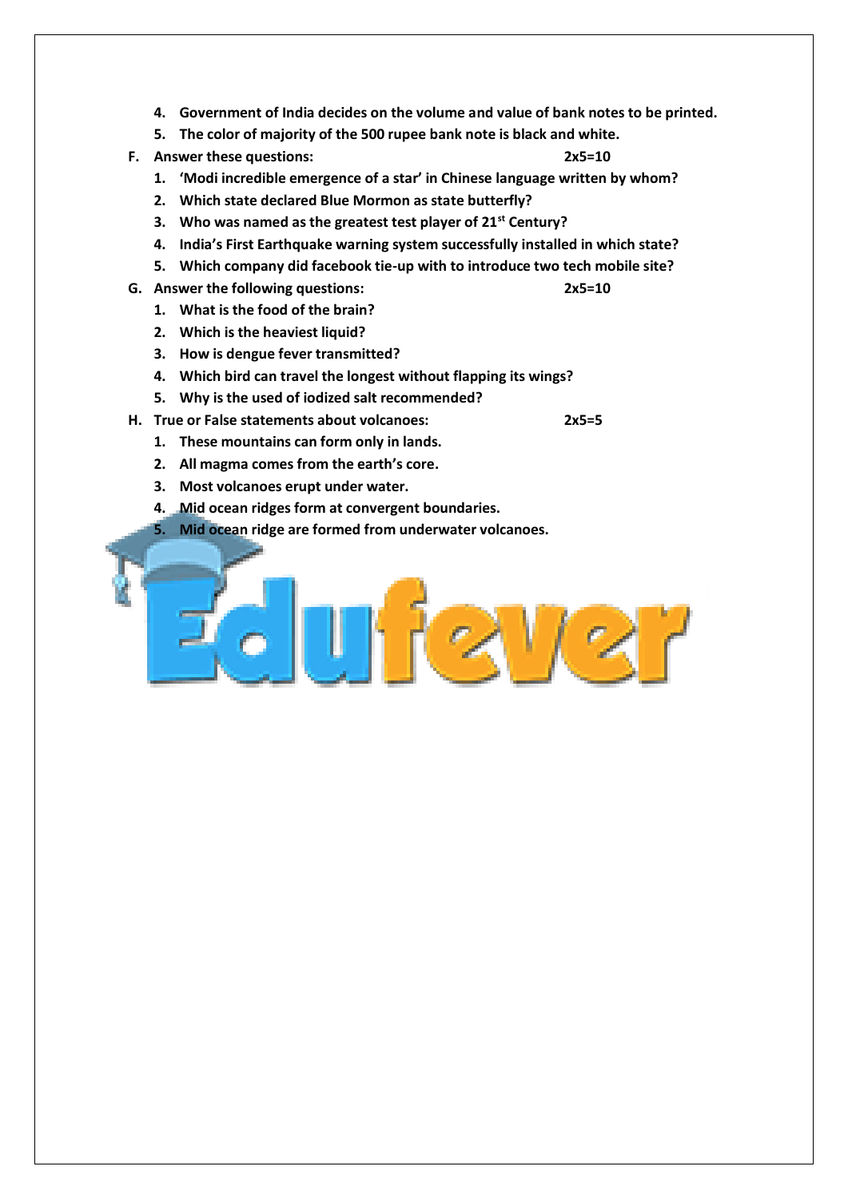4. **Government of India decides on the volume and value of bank notes to be printed.**
5. **The color of majority of the 500 rupee bank note is black and white.**

**F. Answer these questions: 2x5=10**

1. **'Modi incredible emergence of a star' in Chinese language written by whom?**
2. **Which state declared Blue Mormon as state butterfly?**
3. **Who was named as the greatest test player of 21st Century?**
4. **India's First Earthquake warning system successfully installed in which state?**
5. **Which company did facebook tie-up with to introduce two tech mobile site?**

**G. Answer the following questions: 2x5=10**

1. **What is the food of the brain?**
2. **Which is the heaviest liquid?**
3. **How is dengue fever transmitted?**
4. **Which bird can travel the longest without flapping its wings?**
5. **Why is the used of iodized salt recommended?**

**H. True or False statements about volcanoes: 2x5=5**

1. **These mountains can form only in lands.**
2. **All magma comes from the earth's core.**
3. **Most volcanoes erupt under water.**
4. **Mid ocean ridges form at convergent boundaries.**
5. **Mid ocean ridge are formed from underwater volcanoes.**